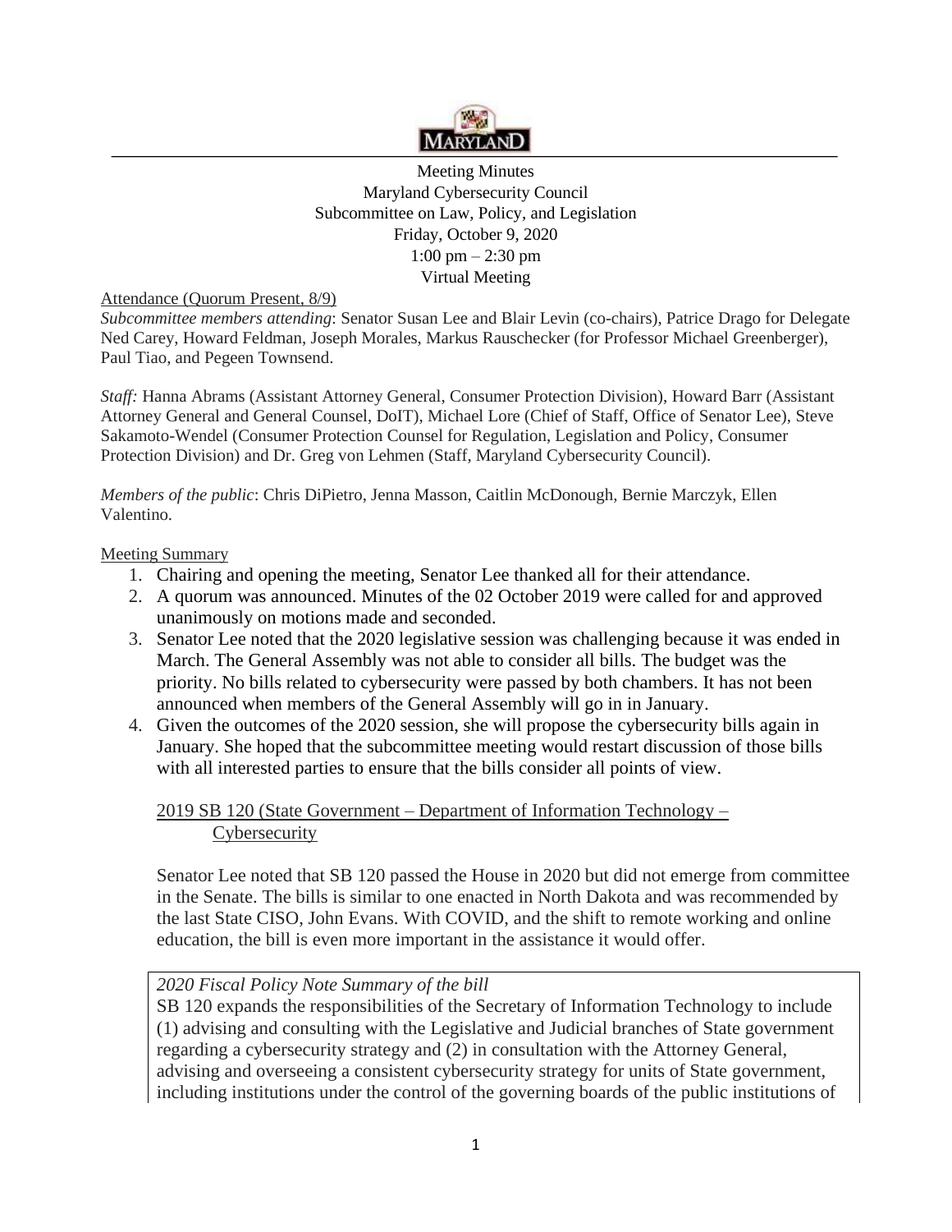Meeting Minutes
Maryland Cybersecurity Council
Subcommittee on Law, Policy, and Legislation
Friday, October 9, 2020
1:00 pm – 2:30 pm
Virtual Meeting

Attendance (Quorum Present, 8/9)

*Subcommittee members attending*: Senator Susan Lee and Blair Levin (co-chairs), Patrice Drago for Delegate Ned Carey, Howard Feldman, Joseph Morales, Markus Rauschecker (for Professor Michael Greenberger), Paul Tiao, and Pegeen Townsend.

*Staff:* Hanna Abrams (Assistant Attorney General, Consumer Protection Division), Howard Barr (Assistant Attorney General and General Counsel, DoIT), Michael Lore (Chief of Staff, Office of Senator Lee), Steve Sakamoto-Wendel (Consumer Protection Counsel for Regulation, Legislation and Policy, Consumer Protection Division) and Dr. Greg von Lehmen (Staff, Maryland Cybersecurity Council).

*Members of the public*: Chris DiPietro, Jenna Masson, Caitlin McDonough, Bernie Marczyk, Ellen Valentino.

Meeting Summary

1. Chairing and opening the meeting, Senator Lee thanked all for their attendance.
2. A quorum was announced. Minutes of the 02 October 2019 were called for and approved unanimously on motions made and seconded.
3. Senator Lee noted that the 2020 legislative session was challenging because it was ended in March. The General Assembly was not able to consider all bills. The budget was the priority. No bills related to cybersecurity were passed by both chambers. It has not been announced when members of the General Assembly will go in in January.
4. Given the outcomes of the 2020 session, she will propose the cybersecurity bills again in January. She hoped that the subcommittee meeting would restart discussion of those bills with all interested parties to ensure that the bills consider all points of view.

2019 SB 120 (State Government – Department of Information Technology – Cybersecurity

Senator Lee noted that SB 120 passed the House in 2020 but did not emerge from committee in the Senate. The bills is similar to one enacted in North Dakota and was recommended by the last State CISO, John Evans. With COVID, and the shift to remote working and online education, the bill is even more important in the assistance it would offer.

*2020 Fiscal Policy Note Summary of the bill*

SB 120 expands the responsibilities of the Secretary of Information Technology to include (1) advising and consulting with the Legislative and Judicial branches of State government regarding a cybersecurity strategy and (2) in consultation with the Attorney General, advising and overseeing a consistent cybersecurity strategy for units of State government, including institutions under the control of the governing boards of the public institutions of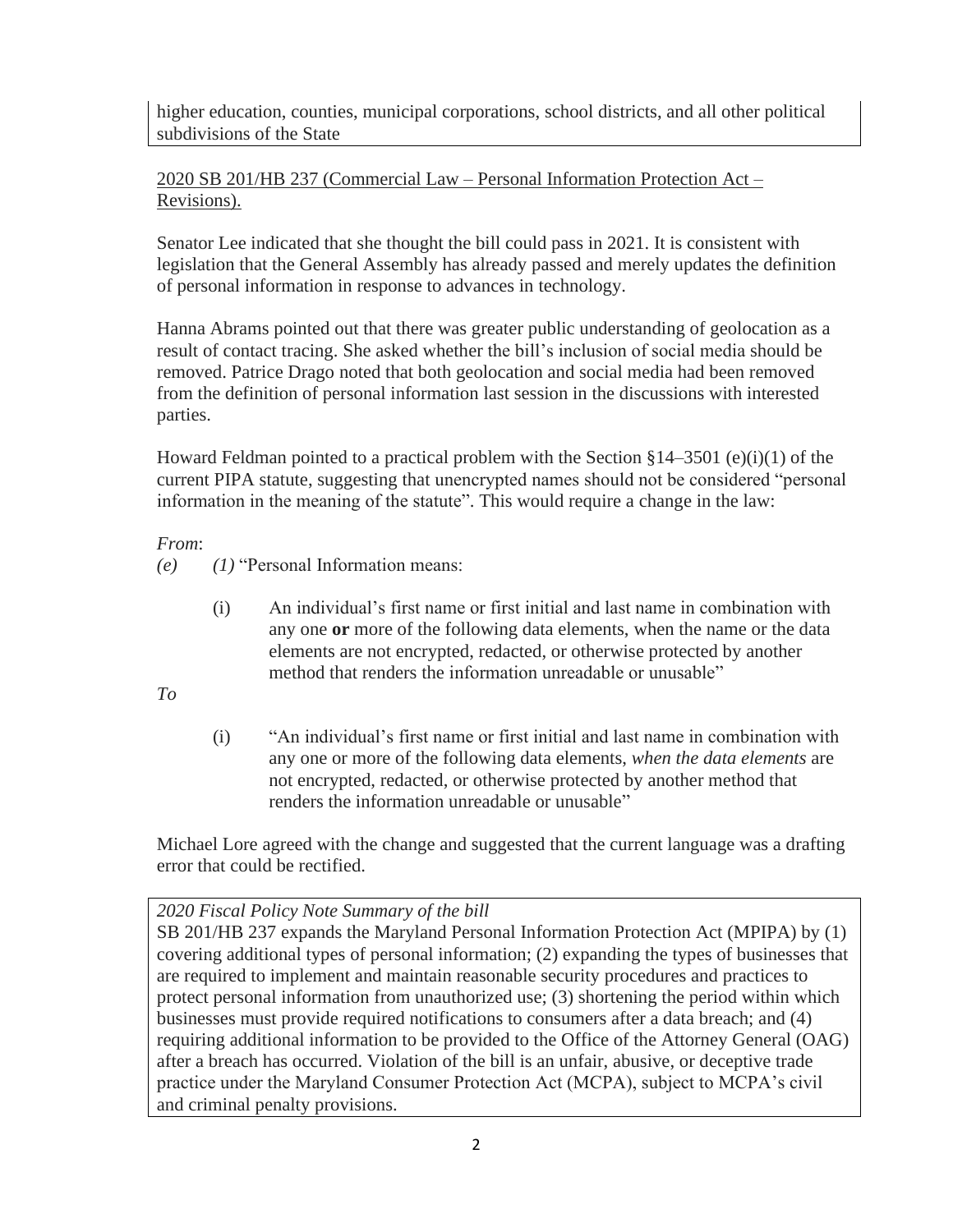higher education, counties, municipal corporations, school districts, and all other political subdivisions of the State

<u>2020 SB 201/HB 237 (Commercial Law – Personal Information Protection Act – Revisions).</u>

Senator Lee indicated that she thought the bill could pass in 2021. It is consistent with legislation that the General Assembly has already passed and merely updates the definition of personal information in response to advances in technology.

Hanna Abrams pointed out that there was greater public understanding of geolocation as a result of contact tracing. She asked whether the bill's inclusion of social media should be removed. Patrice Drago noted that both geolocation and social media had been removed from the definition of personal information last session in the discussions with interested parties.

Howard Feldman pointed to a practical problem with the Section §14–3501 (e)(i)(1) of the current PIPA statute, suggesting that unencrypted names should not be considered "personal information in the meaning of the statute". This would require a change in the law:

*From*:

*(e)* *(1)* "Personal Information means:

> (i) An individual's first name or first initial and last name in combination with any one **or** more of the following data elements, when the name or the data elements are not encrypted, redacted, or otherwise protected by another method that renders the information unreadable or unusable"

*To*

> (i) "An individual's first name or first initial and last name in combination with any one or more of the following data elements, *when the data elements* are not encrypted, redacted, or otherwise protected by another method that renders the information unreadable or unusable"

Michael Lore agreed with the change and suggested that the current language was a drafting error that could be rectified.

*2020 Fiscal Policy Note Summary of the bill*

SB 201/HB 237 expands the Maryland Personal Information Protection Act (MPIPA) by (1) covering additional types of personal information; (2) expanding the types of businesses that are required to implement and maintain reasonable security procedures and practices to protect personal information from unauthorized use; (3) shortening the period within which businesses must provide required notifications to consumers after a data breach; and (4) requiring additional information to be provided to the Office of the Attorney General (OAG) after a breach has occurred. Violation of the bill is an unfair, abusive, or deceptive trade practice under the Maryland Consumer Protection Act (MCPA), subject to MCPA's civil and criminal penalty provisions.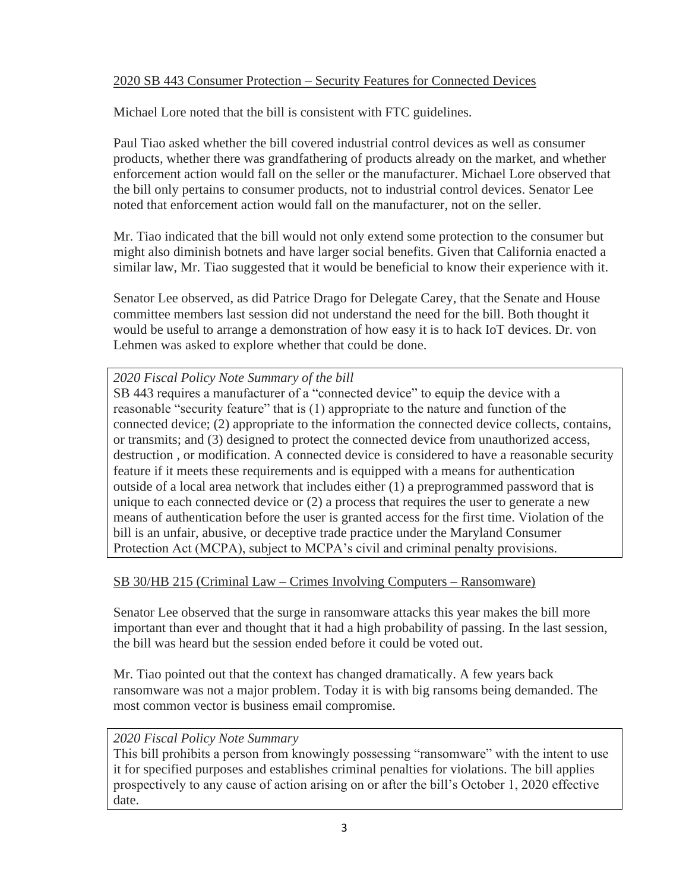2020 SB 443 Consumer Protection – Security Features for Connected Devices

Michael Lore noted that the bill is consistent with FTC guidelines.

Paul Tiao asked whether the bill covered industrial control devices as well as consumer products, whether there was grandfathering of products already on the market, and whether enforcement action would fall on the seller or the manufacturer. Michael Lore observed that the bill only pertains to consumer products, not to industrial control devices. Senator Lee noted that enforcement action would fall on the manufacturer, not on the seller.

Mr. Tiao indicated that the bill would not only extend some protection to the consumer but might also diminish botnets and have larger social benefits. Given that California enacted a similar law, Mr. Tiao suggested that it would be beneficial to know their experience with it.

Senator Lee observed, as did Patrice Drago for Delegate Carey, that the Senate and House committee members last session did not understand the need for the bill. Both thought it would be useful to arrange a demonstration of how easy it is to hack IoT devices. Dr. von Lehmen was asked to explore whether that could be done.

*2020 Fiscal Policy Note Summary of the bill*
SB 443 requires a manufacturer of a "connected device" to equip the device with a reasonable "security feature" that is (1) appropriate to the nature and function of the connected device; (2) appropriate to the information the connected device collects, contains, or transmits; and (3) designed to protect the connected device from unauthorized access, destruction , or modification. A connected device is considered to have a reasonable security feature if it meets these requirements and is equipped with a means for authentication outside of a local area network that includes either (1) a preprogrammed password that is unique to each connected device or (2) a process that requires the user to generate a new means of authentication before the user is granted access for the first time. Violation of the bill is an unfair, abusive, or deceptive trade practice under the Maryland Consumer Protection Act (MCPA), subject to MCPA's civil and criminal penalty provisions.

SB 30/HB 215 (Criminal Law – Crimes Involving Computers – Ransomware)

Senator Lee observed that the surge in ransomware attacks this year makes the bill more important than ever and thought that it had a high probability of passing. In the last session, the bill was heard but the session ended before it could be voted out.

Mr. Tiao pointed out that the context has changed dramatically. A few years back ransomware was not a major problem. Today it is with big ransoms being demanded. The most common vector is business email compromise.

*2020 Fiscal Policy Note Summary*
This bill prohibits a person from knowingly possessing "ransomware" with the intent to use it for specified purposes and establishes criminal penalties for violations. The bill applies prospectively to any cause of action arising on or after the bill's October 1, 2020 effective date.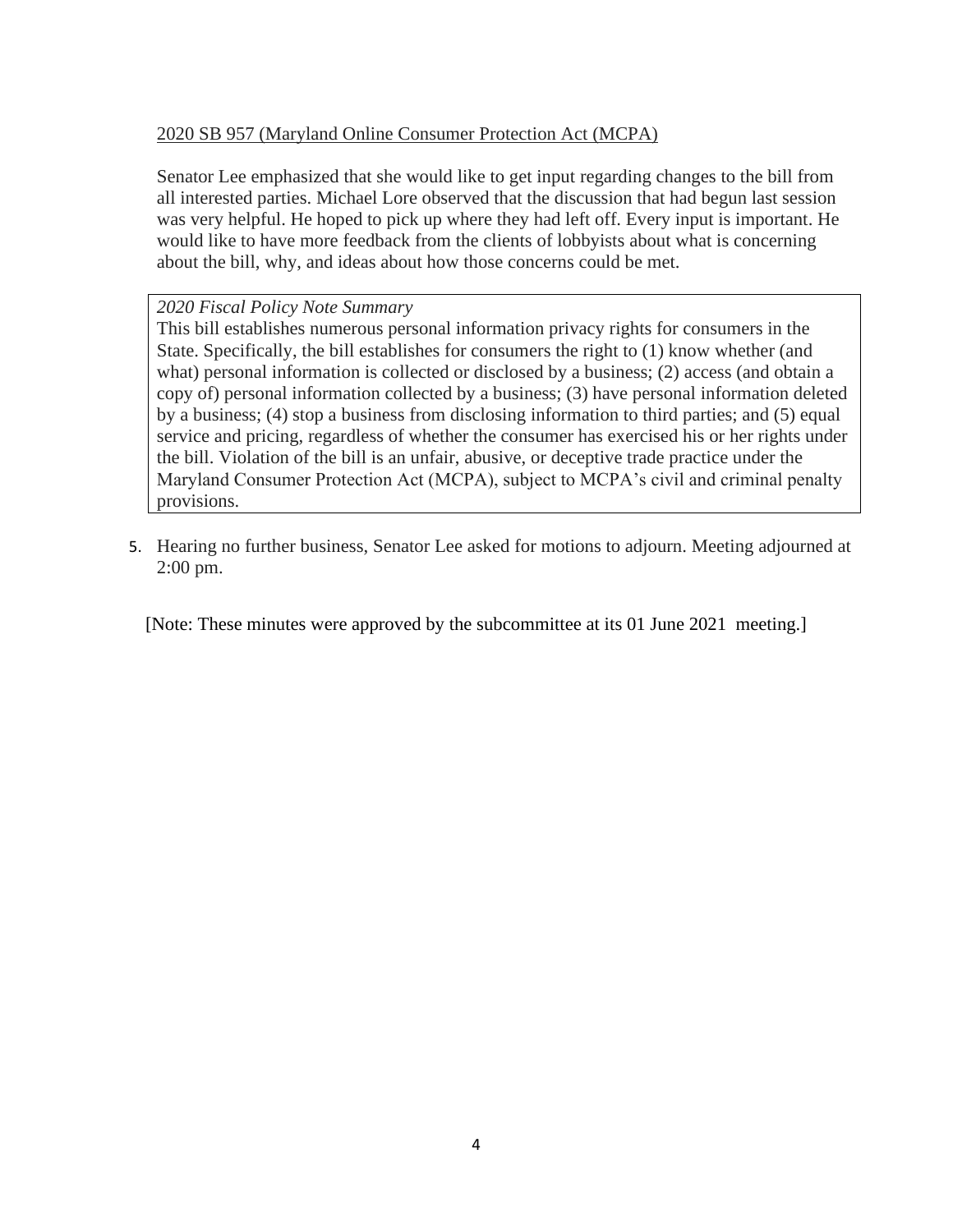2020 SB 957 (Maryland Online Consumer Protection Act (MCPA)

Senator Lee emphasized that she would like to get input regarding changes to the bill from all interested parties. Michael Lore observed that the discussion that had begun last session was very helpful. He hoped to pick up where they had left off. Every input is important. He would like to have more feedback from the clients of lobbyists about what is concerning about the bill, why, and ideas about how those concerns could be met.

> *2020 Fiscal Policy Note Summary*
> This bill establishes numerous personal information privacy rights for consumers in the State. Specifically, the bill establishes for consumers the right to (1) know whether (and what) personal information is collected or disclosed by a business; (2) access (and obtain a copy of) personal information collected by a business; (3) have personal information deleted by a business; (4) stop a business from disclosing information to third parties; and (5) equal service and pricing, regardless of whether the consumer has exercised his or her rights under the bill. Violation of the bill is an unfair, abusive, or deceptive trade practice under the Maryland Consumer Protection Act (MCPA), subject to MCPA's civil and criminal penalty provisions.

5. Hearing no further business, Senator Lee asked for motions to adjourn. Meeting adjourned at 2:00 pm.

[Note: These minutes were approved by the subcommittee at its 01 June 2021 meeting.]